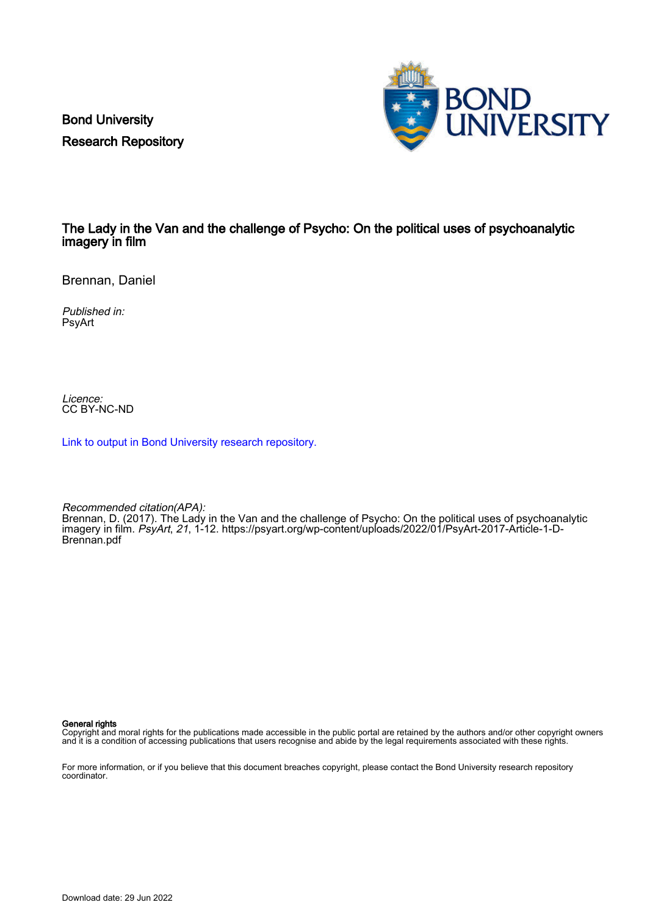Bond University
Research Repository

# The Lady in the Van and the challenge of Psycho: On the political uses of psychoanalytic imagery in film

Brennan, Daniel

*Published in:*
PsyArt

*Licence:*
CC BY-NC-ND

Link to output in Bond University research repository.

*Recommended citation(APA):*
Brennan, D. (2017). The Lady in the Van and the challenge of Psycho: On the political uses of psychoanalytic imagery in film. *PsyArt*, *21*, 1-12. https://psyart.org/wp-content/uploads/2022/01/PsyArt-2017-Article-1-D-Brennan.pdf

**General rights**
Copyright and moral rights for the publications made accessible in the public portal are retained by the authors and/or other copyright owners and it is a condition of accessing publications that users recognise and abide by the legal requirements associated with these rights.

For more information, or if you believe that this document breaches copyright, please contact the Bond University research repository coordinator.

Download date: 29 Jun 2022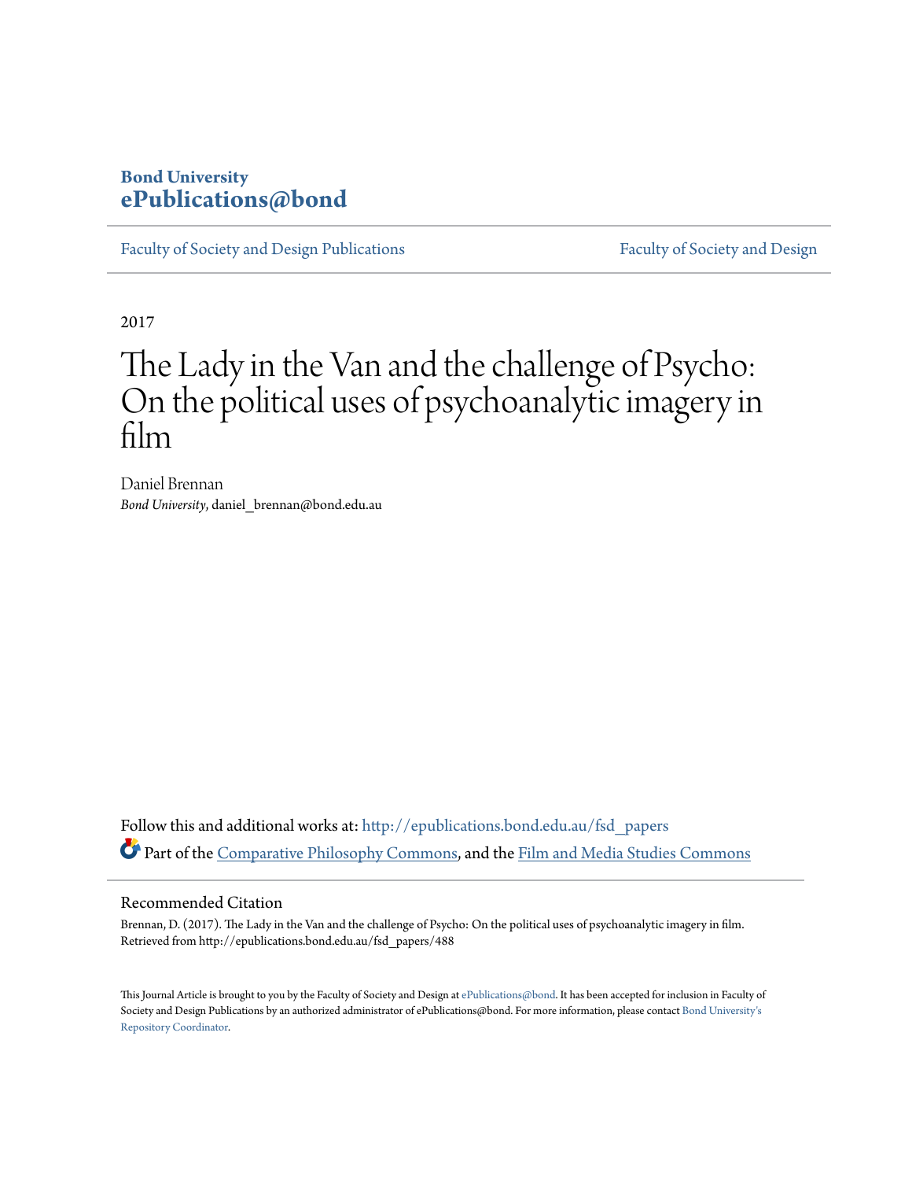Bond University
ePublications@bond

Faculty of Society and Design Publications | Faculty of Society and Design

2017

# The Lady in the Van and the challenge of Psycho: On the political uses of psychoanalytic imagery in film

Daniel Brennan
*Bond University*, daniel_brennan@bond.edu.au

Follow this and additional works at: http://epublications.bond.edu.au/fsd_papers

Part of the Comparative Philosophy Commons, and the Film and Media Studies Commons

## Recommended Citation

Brennan, D. (2017). The Lady in the Van and the challenge of Psycho: On the political uses of psychoanalytic imagery in film. Retrieved from http://epublications.bond.edu.au/fsd_papers/488

This Journal Article is brought to you by the Faculty of Society and Design at ePublications@bond. It has been accepted for inclusion in Faculty of Society and Design Publications by an authorized administrator of ePublications@bond. For more information, please contact Bond University's Repository Coordinator.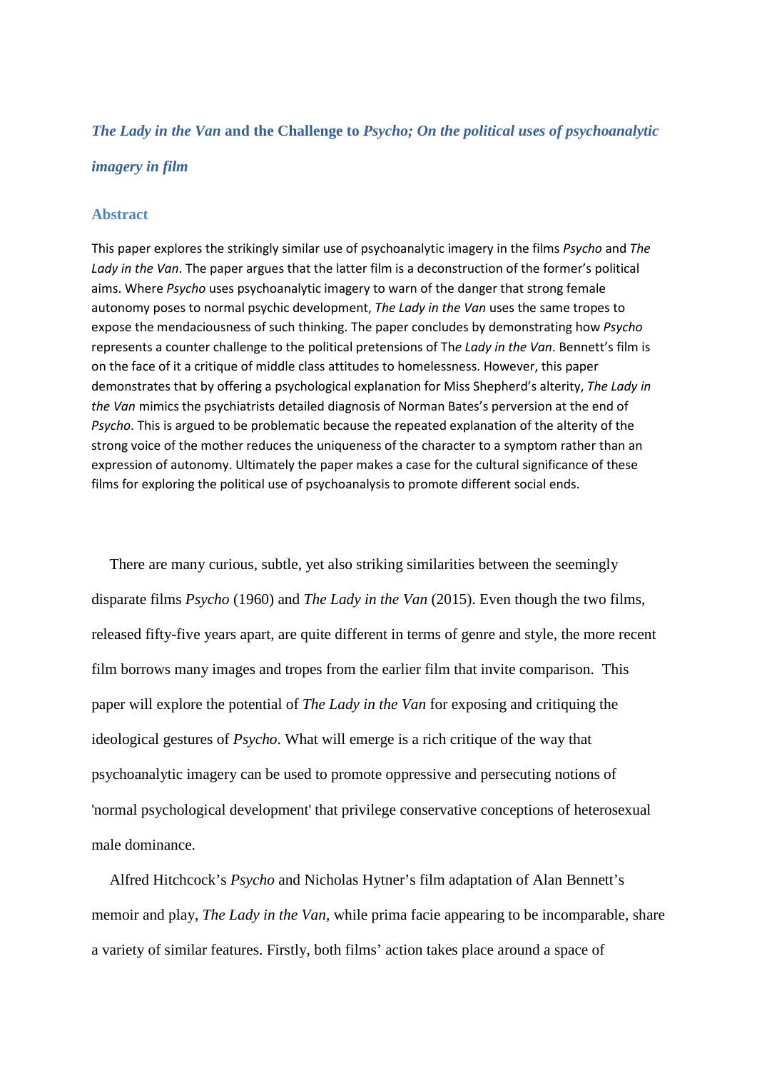# *The Lady in the Van* and the Challenge to *Psycho; On the political uses of psychoanalytic imagery in film*

## Abstract

This paper explores the strikingly similar use of psychoanalytic imagery in the films *Psycho* and *The Lady in the Van*. The paper argues that the latter film is a deconstruction of the former's political aims. Where *Psycho* uses psychoanalytic imagery to warn of the danger that strong female autonomy poses to normal psychic development, *The Lady in the Van* uses the same tropes to expose the mendaciousness of such thinking. The paper concludes by demonstrating how *Psycho* represents a counter challenge to the political pretensions of Th*e Lady in the Van*. Bennett's film is on the face of it a critique of middle class attitudes to homelessness. However, this paper demonstrates that by offering a psychological explanation for Miss Shepherd's alterity, *The Lady in the Van* mimics the psychiatrists detailed diagnosis of Norman Bates's perversion at the end of *Psycho*. This is argued to be problematic because the repeated explanation of the alterity of the strong voice of the mother reduces the uniqueness of the character to a symptom rather than an expression of autonomy. Ultimately the paper makes a case for the cultural significance of these films for exploring the political use of psychoanalysis to promote different social ends.

There are many curious, subtle, yet also striking similarities between the seemingly disparate films *Psycho* (1960) and *The Lady in the Van* (2015). Even though the two films, released fifty-five years apart, are quite different in terms of genre and style, the more recent film borrows many images and tropes from the earlier film that invite comparison. This paper will explore the potential of *The Lady in the Van* for exposing and critiquing the ideological gestures of *Psycho*. What will emerge is a rich critique of the way that psychoanalytic imagery can be used to promote oppressive and persecuting notions of 'normal psychological development' that privilege conservative conceptions of heterosexual male dominance.

Alfred Hitchcock's *Psycho* and Nicholas Hytner's film adaptation of Alan Bennett's memoir and play, *The Lady in the Van*, while prima facie appearing to be incomparable, share a variety of similar features. Firstly, both films' action takes place around a space of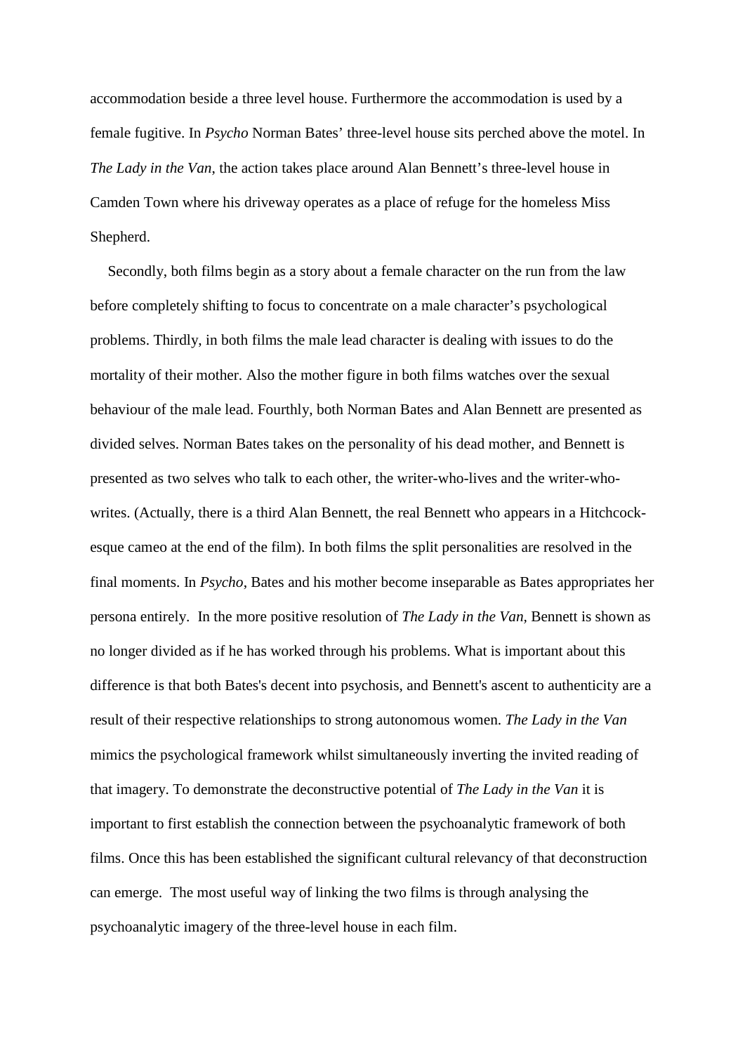accommodation beside a three level house. Furthermore the accommodation is used by a female fugitive. In *Psycho* Norman Bates' three-level house sits perched above the motel. In *The Lady in the Van*, the action takes place around Alan Bennett's three-level house in Camden Town where his driveway operates as a place of refuge for the homeless Miss Shepherd.

Secondly, both films begin as a story about a female character on the run from the law before completely shifting to focus to concentrate on a male character's psychological problems. Thirdly, in both films the male lead character is dealing with issues to do the mortality of their mother. Also the mother figure in both films watches over the sexual behaviour of the male lead. Fourthly, both Norman Bates and Alan Bennett are presented as divided selves. Norman Bates takes on the personality of his dead mother, and Bennett is presented as two selves who talk to each other, the writer-who-lives and the writer-who-writes. (Actually, there is a third Alan Bennett, the real Bennett who appears in a Hitchcock-esque cameo at the end of the film). In both films the split personalities are resolved in the final moments. In *Psycho*, Bates and his mother become inseparable as Bates appropriates her persona entirely. In the more positive resolution of *The Lady in the Van*, Bennett is shown as no longer divided as if he has worked through his problems. What is important about this difference is that both Bates's decent into psychosis, and Bennett's ascent to authenticity are a result of their respective relationships to strong autonomous women. *The Lady in the Van* mimics the psychological framework whilst simultaneously inverting the invited reading of that imagery. To demonstrate the deconstructive potential of *The Lady in the Van* it is important to first establish the connection between the psychoanalytic framework of both films. Once this has been established the significant cultural relevancy of that deconstruction can emerge. The most useful way of linking the two films is through analysing the psychoanalytic imagery of the three-level house in each film.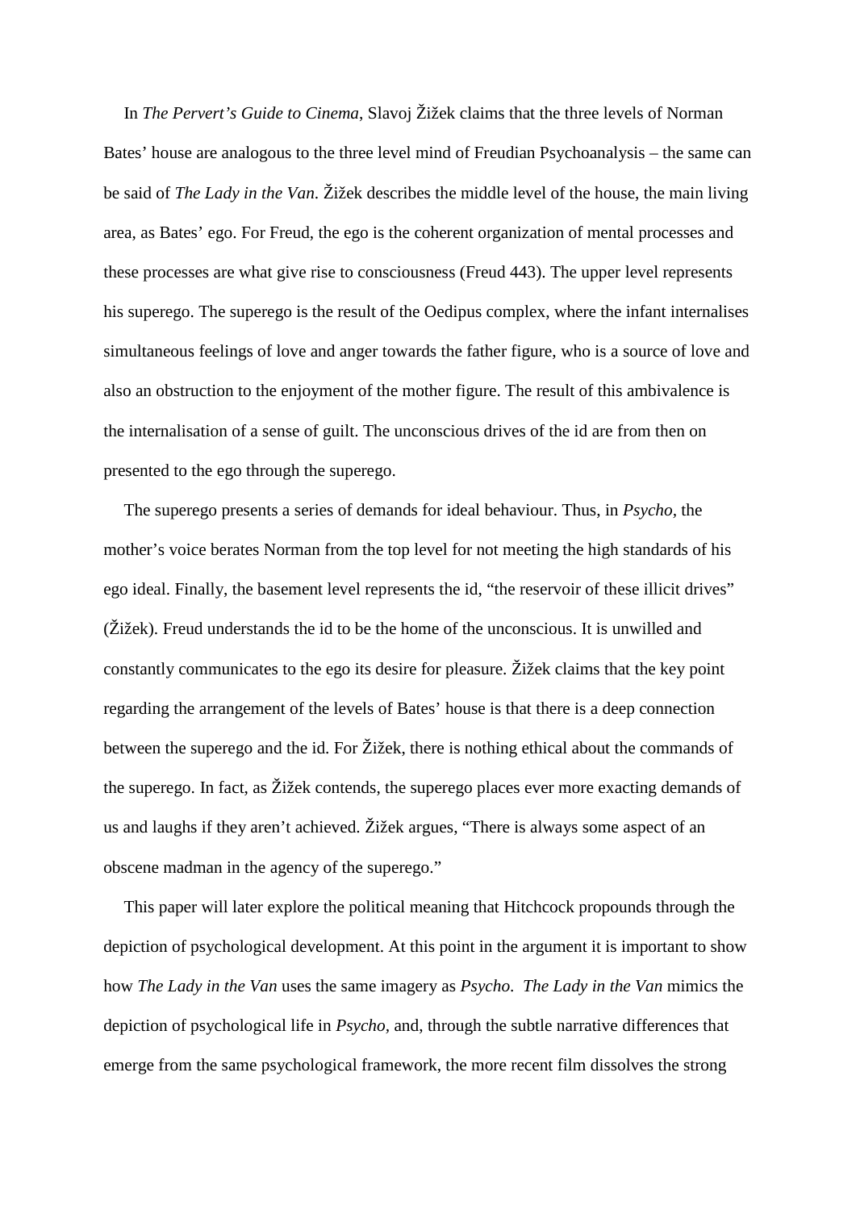In *The Pervert's Guide to Cinema*, Slavoj Žižek claims that the three levels of Norman Bates' house are analogous to the three level mind of Freudian Psychoanalysis – the same can be said of *The Lady in the Van.* Žižek describes the middle level of the house, the main living area, as Bates' ego. For Freud, the ego is the coherent organization of mental processes and these processes are what give rise to consciousness (Freud 443). The upper level represents his superego. The superego is the result of the Oedipus complex, where the infant internalises simultaneous feelings of love and anger towards the father figure, who is a source of love and also an obstruction to the enjoyment of the mother figure. The result of this ambivalence is the internalisation of a sense of guilt. The unconscious drives of the id are from then on presented to the ego through the superego.

The superego presents a series of demands for ideal behaviour. Thus, in *Psycho*, the mother's voice berates Norman from the top level for not meeting the high standards of his ego ideal. Finally, the basement level represents the id, "the reservoir of these illicit drives" (Žižek). Freud understands the id to be the home of the unconscious. It is unwilled and constantly communicates to the ego its desire for pleasure. Žižek claims that the key point regarding the arrangement of the levels of Bates' house is that there is a deep connection between the superego and the id. For Žižek, there is nothing ethical about the commands of the superego. In fact, as Žižek contends, the superego places ever more exacting demands of us and laughs if they aren't achieved. Žižek argues, "There is always some aspect of an obscene madman in the agency of the superego."

This paper will later explore the political meaning that Hitchcock propounds through the depiction of psychological development. At this point in the argument it is important to show how *The Lady in the Van* uses the same imagery as *Psycho. The Lady in the Van* mimics the depiction of psychological life in *Psycho,* and, through the subtle narrative differences that emerge from the same psychological framework, the more recent film dissolves the strong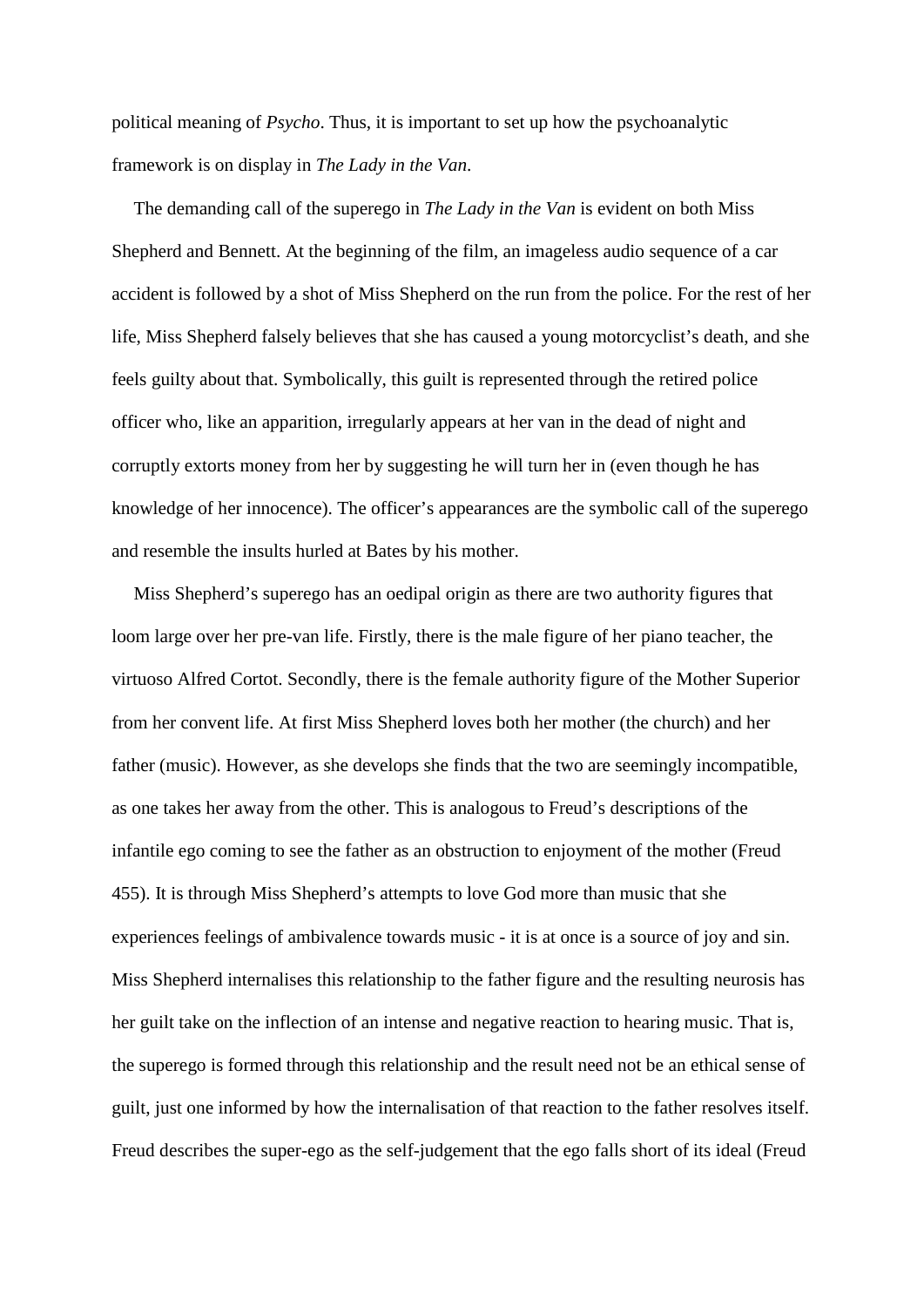political meaning of *Psycho*. Thus, it is important to set up how the psychoanalytic framework is on display in *The Lady in the Van.*

The demanding call of the superego in *The Lady in the Van* is evident on both Miss Shepherd and Bennett. At the beginning of the film, an imageless audio sequence of a car accident is followed by a shot of Miss Shepherd on the run from the police. For the rest of her life, Miss Shepherd falsely believes that she has caused a young motorcyclist's death, and she feels guilty about that. Symbolically, this guilt is represented through the retired police officer who, like an apparition, irregularly appears at her van in the dead of night and corruptly extorts money from her by suggesting he will turn her in (even though he has knowledge of her innocence). The officer's appearances are the symbolic call of the superego and resemble the insults hurled at Bates by his mother.

Miss Shepherd's superego has an oedipal origin as there are two authority figures that loom large over her pre-van life. Firstly, there is the male figure of her piano teacher, the virtuoso Alfred Cortot. Secondly, there is the female authority figure of the Mother Superior from her convent life. At first Miss Shepherd loves both her mother (the church) and her father (music). However, as she develops she finds that the two are seemingly incompatible, as one takes her away from the other. This is analogous to Freud's descriptions of the infantile ego coming to see the father as an obstruction to enjoyment of the mother (Freud 455). It is through Miss Shepherd's attempts to love God more than music that she experiences feelings of ambivalence towards music - it is at once is a source of joy and sin. Miss Shepherd internalises this relationship to the father figure and the resulting neurosis has her guilt take on the inflection of an intense and negative reaction to hearing music. That is, the superego is formed through this relationship and the result need not be an ethical sense of guilt, just one informed by how the internalisation of that reaction to the father resolves itself. Freud describes the super-ego as the self-judgement that the ego falls short of its ideal (Freud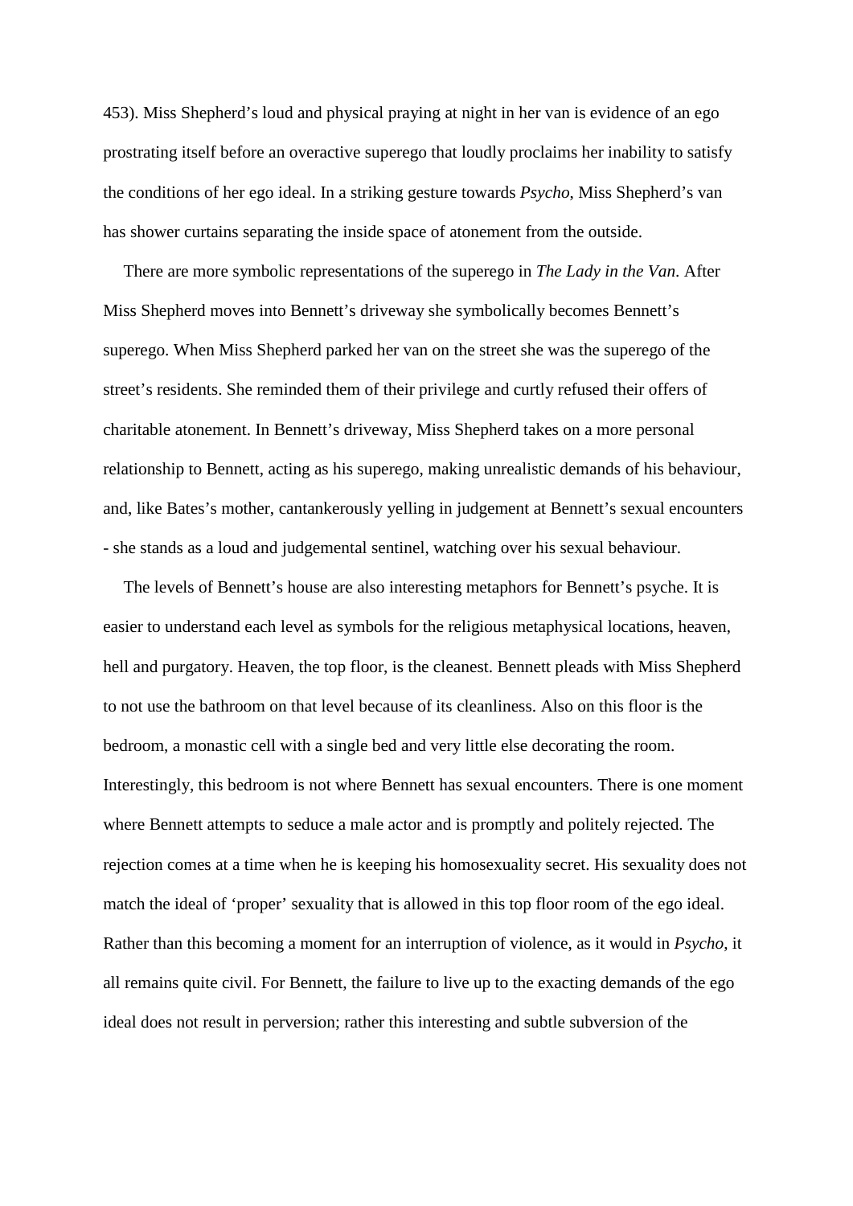453). Miss Shepherd's loud and physical praying at night in her van is evidence of an ego prostrating itself before an overactive superego that loudly proclaims her inability to satisfy the conditions of her ego ideal. In a striking gesture towards *Psycho*, Miss Shepherd's van has shower curtains separating the inside space of atonement from the outside.

There are more symbolic representations of the superego in *The Lady in the Van*. After Miss Shepherd moves into Bennett's driveway she symbolically becomes Bennett's superego. When Miss Shepherd parked her van on the street she was the superego of the street's residents. She reminded them of their privilege and curtly refused their offers of charitable atonement. In Bennett's driveway, Miss Shepherd takes on a more personal relationship to Bennett, acting as his superego, making unrealistic demands of his behaviour, and, like Bates's mother, cantankerously yelling in judgement at Bennett's sexual encounters - she stands as a loud and judgemental sentinel, watching over his sexual behaviour.

The levels of Bennett's house are also interesting metaphors for Bennett's psyche. It is easier to understand each level as symbols for the religious metaphysical locations, heaven, hell and purgatory. Heaven, the top floor, is the cleanest. Bennett pleads with Miss Shepherd to not use the bathroom on that level because of its cleanliness. Also on this floor is the bedroom, a monastic cell with a single bed and very little else decorating the room. Interestingly, this bedroom is not where Bennett has sexual encounters. There is one moment where Bennett attempts to seduce a male actor and is promptly and politely rejected. The rejection comes at a time when he is keeping his homosexuality secret. His sexuality does not match the ideal of 'proper' sexuality that is allowed in this top floor room of the ego ideal. Rather than this becoming a moment for an interruption of violence, as it would in *Psycho*, it all remains quite civil. For Bennett, the failure to live up to the exacting demands of the ego ideal does not result in perversion; rather this interesting and subtle subversion of the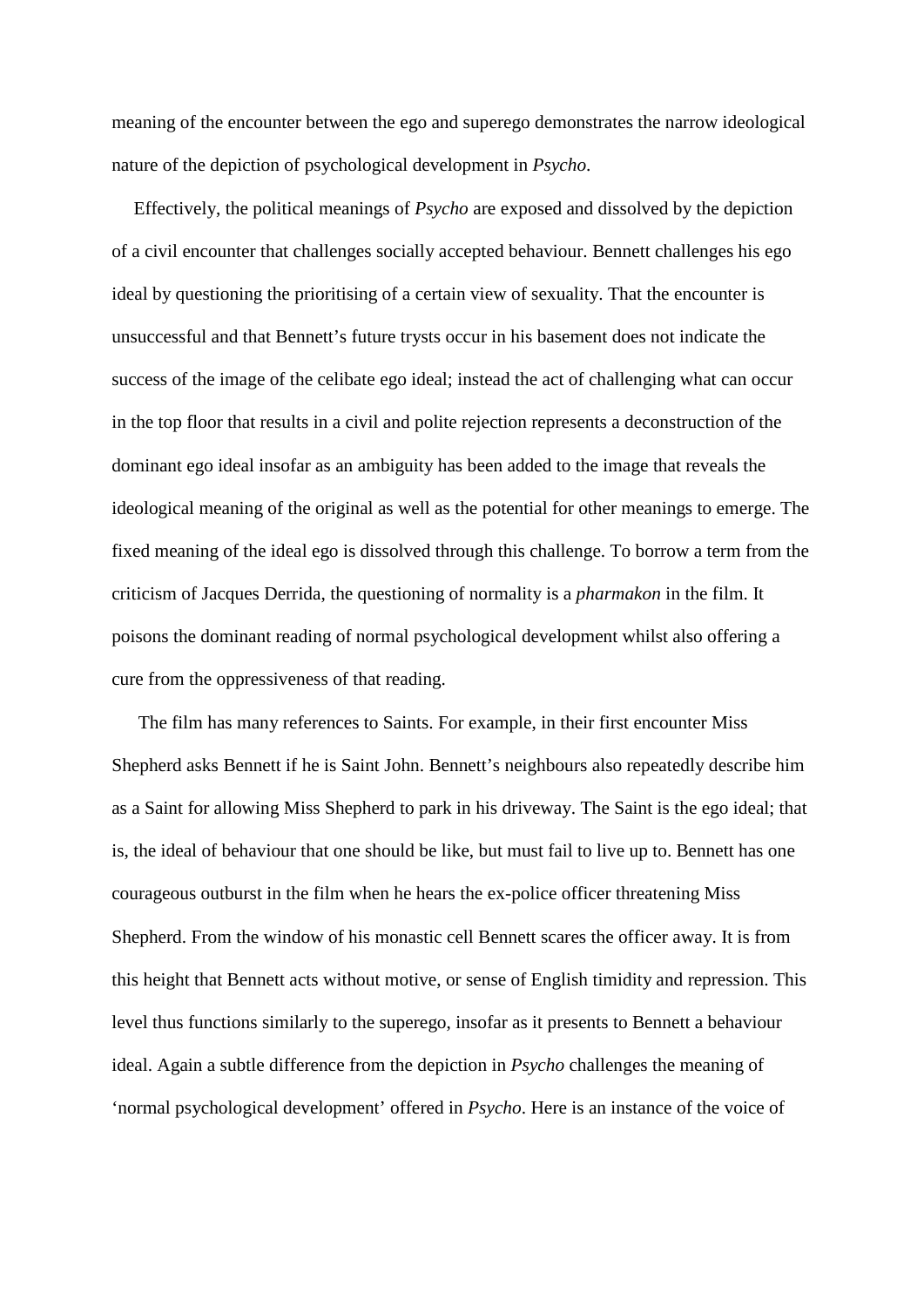meaning of the encounter between the ego and superego demonstrates the narrow ideological nature of the depiction of psychological development in *Psycho*.

Effectively, the political meanings of *Psycho* are exposed and dissolved by the depiction of a civil encounter that challenges socially accepted behaviour. Bennett challenges his ego ideal by questioning the prioritising of a certain view of sexuality. That the encounter is unsuccessful and that Bennett's future trysts occur in his basement does not indicate the success of the image of the celibate ego ideal; instead the act of challenging what can occur in the top floor that results in a civil and polite rejection represents a deconstruction of the dominant ego ideal insofar as an ambiguity has been added to the image that reveals the ideological meaning of the original as well as the potential for other meanings to emerge. The fixed meaning of the ideal ego is dissolved through this challenge. To borrow a term from the criticism of Jacques Derrida, the questioning of normality is a *pharmakon* in the film. It poisons the dominant reading of normal psychological development whilst also offering a cure from the oppressiveness of that reading.

The film has many references to Saints. For example, in their first encounter Miss Shepherd asks Bennett if he is Saint John. Bennett's neighbours also repeatedly describe him as a Saint for allowing Miss Shepherd to park in his driveway. The Saint is the ego ideal; that is, the ideal of behaviour that one should be like, but must fail to live up to. Bennett has one courageous outburst in the film when he hears the ex-police officer threatening Miss Shepherd. From the window of his monastic cell Bennett scares the officer away. It is from this height that Bennett acts without motive, or sense of English timidity and repression. This level thus functions similarly to the superego, insofar as it presents to Bennett a behaviour ideal. Again a subtle difference from the depiction in *Psycho* challenges the meaning of 'normal psychological development' offered in *Psycho*. Here is an instance of the voice of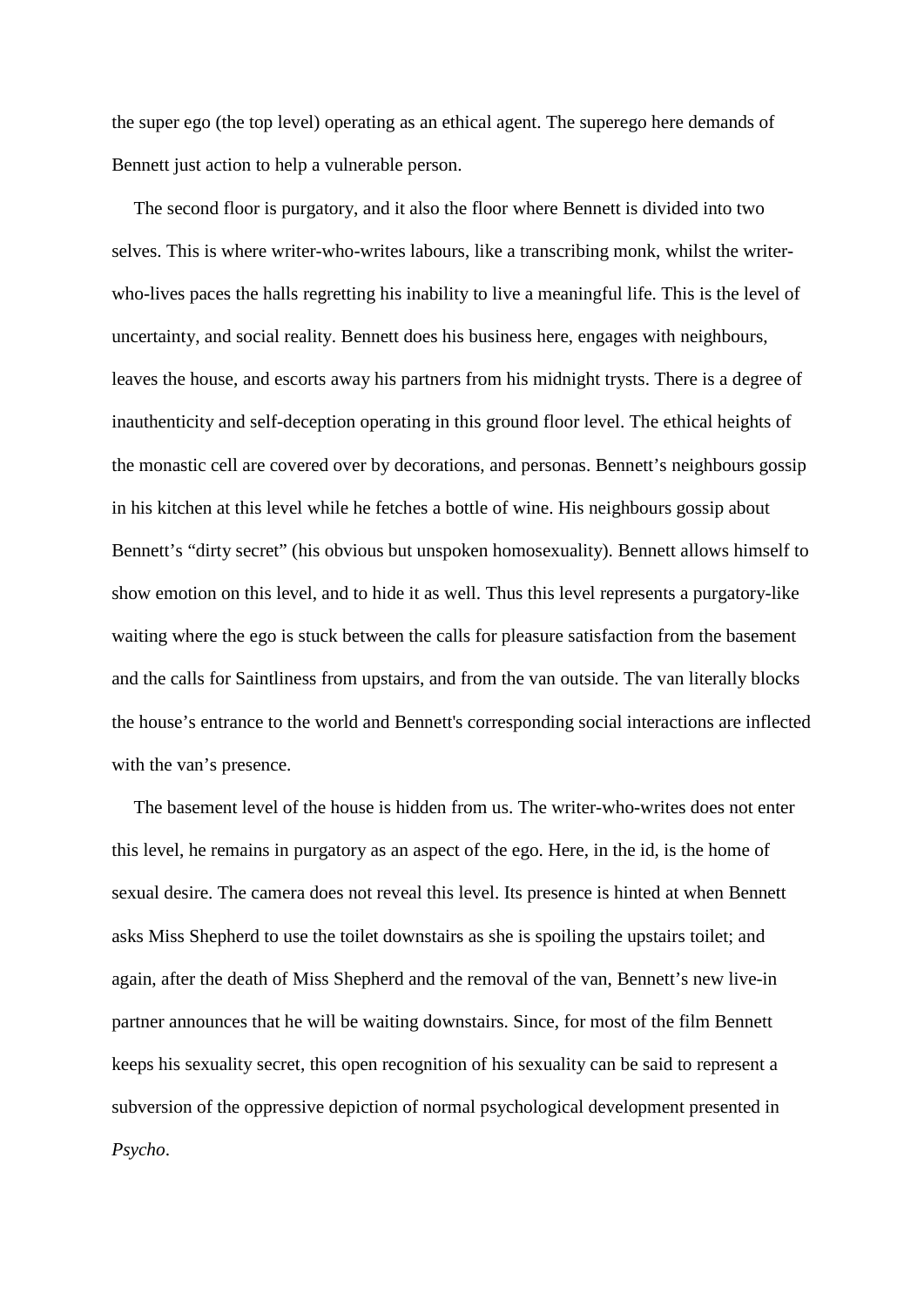the super ego (the top level) operating as an ethical agent. The superego here demands of Bennett just action to help a vulnerable person.

The second floor is purgatory, and it also the floor where Bennett is divided into two selves. This is where writer-who-writes labours, like a transcribing monk, whilst the writer-who-lives paces the halls regretting his inability to live a meaningful life. This is the level of uncertainty, and social reality. Bennett does his business here, engages with neighbours, leaves the house, and escorts away his partners from his midnight trysts. There is a degree of inauthenticity and self-deception operating in this ground floor level. The ethical heights of the monastic cell are covered over by decorations, and personas. Bennett's neighbours gossip in his kitchen at this level while he fetches a bottle of wine. His neighbours gossip about Bennett's "dirty secret" (his obvious but unspoken homosexuality). Bennett allows himself to show emotion on this level, and to hide it as well. Thus this level represents a purgatory-like waiting where the ego is stuck between the calls for pleasure satisfaction from the basement and the calls for Saintliness from upstairs, and from the van outside. The van literally blocks the house's entrance to the world and Bennett's corresponding social interactions are inflected with the van's presence.

The basement level of the house is hidden from us. The writer-who-writes does not enter this level, he remains in purgatory as an aspect of the ego. Here, in the id, is the home of sexual desire. The camera does not reveal this level. Its presence is hinted at when Bennett asks Miss Shepherd to use the toilet downstairs as she is spoiling the upstairs toilet; and again, after the death of Miss Shepherd and the removal of the van, Bennett's new live-in partner announces that he will be waiting downstairs. Since, for most of the film Bennett keeps his sexuality secret, this open recognition of his sexuality can be said to represent a subversion of the oppressive depiction of normal psychological development presented in *Psycho*.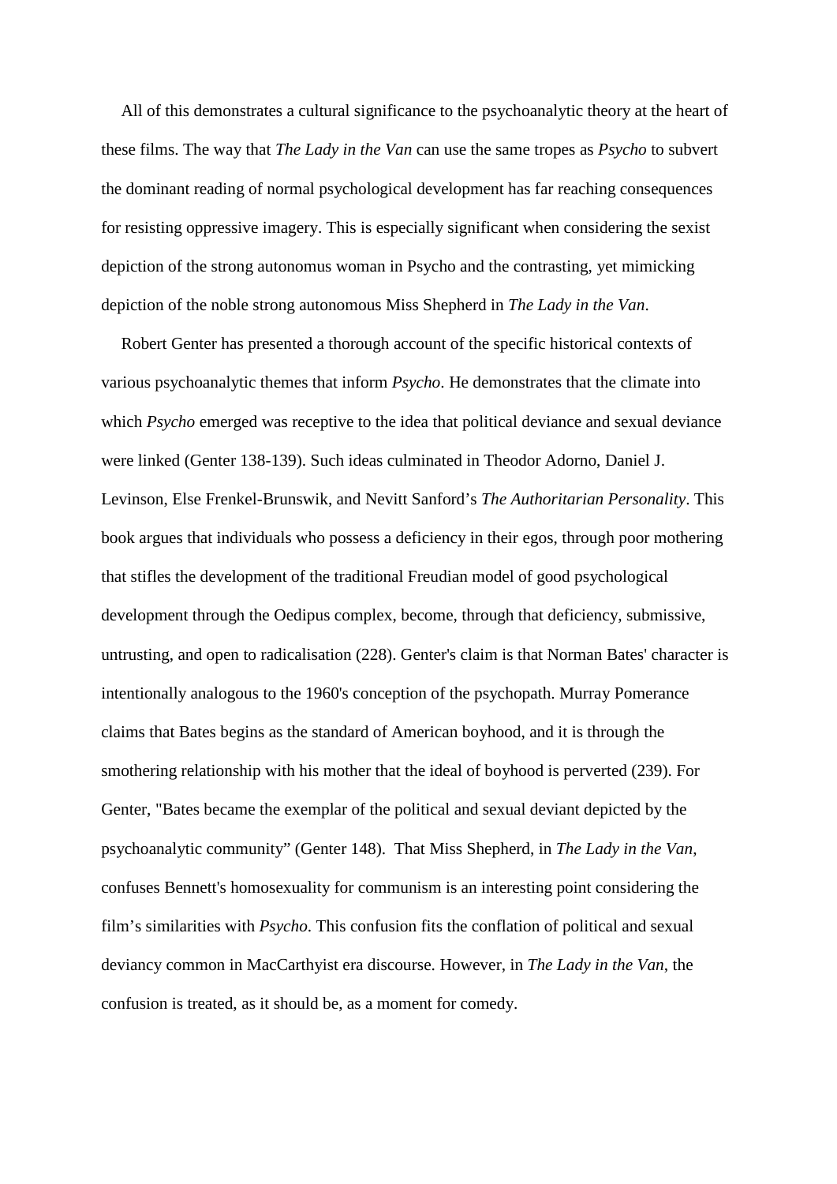All of this demonstrates a cultural significance to the psychoanalytic theory at the heart of these films. The way that *The Lady in the Van* can use the same tropes as *Psycho* to subvert the dominant reading of normal psychological development has far reaching consequences for resisting oppressive imagery. This is especially significant when considering the sexist depiction of the strong autonomus woman in Psycho and the contrasting, yet mimicking depiction of the noble strong autonomous Miss Shepherd in *The Lady in the Van*.

Robert Genter has presented a thorough account of the specific historical contexts of various psychoanalytic themes that inform *Psycho*. He demonstrates that the climate into which *Psycho* emerged was receptive to the idea that political deviance and sexual deviance were linked (Genter 138-139). Such ideas culminated in Theodor Adorno, Daniel J. Levinson, Else Frenkel-Brunswik, and Nevitt Sanford's *The Authoritarian Personality*. This book argues that individuals who possess a deficiency in their egos, through poor mothering that stifles the development of the traditional Freudian model of good psychological development through the Oedipus complex, become, through that deficiency, submissive, untrusting, and open to radicalisation (228). Genter's claim is that Norman Bates' character is intentionally analogous to the 1960's conception of the psychopath. Murray Pomerance claims that Bates begins as the standard of American boyhood, and it is through the smothering relationship with his mother that the ideal of boyhood is perverted (239). For Genter, "Bates became the exemplar of the political and sexual deviant depicted by the psychoanalytic community" (Genter 148). That Miss Shepherd, in *The Lady in the Van*, confuses Bennett's homosexuality for communism is an interesting point considering the film's similarities with *Psycho.* This confusion fits the conflation of political and sexual deviancy common in MacCarthyist era discourse. However, in *The Lady in the Van*, the confusion is treated, as it should be, as a moment for comedy.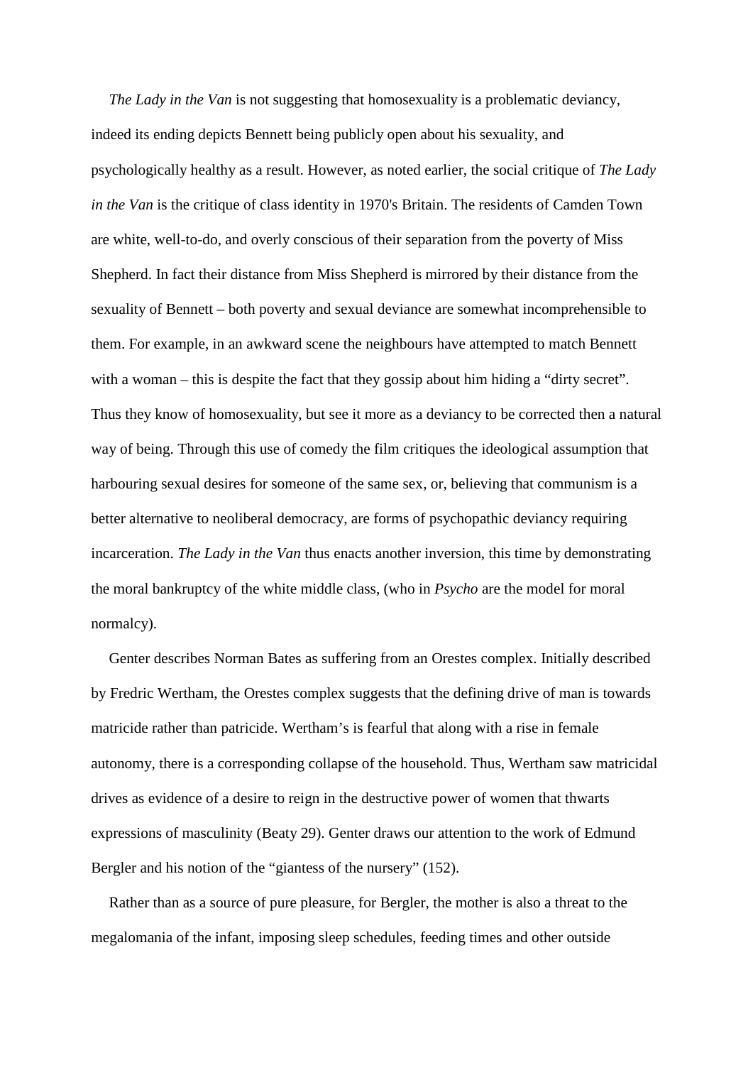*The Lady in the Van* is not suggesting that homosexuality is a problematic deviancy, indeed its ending depicts Bennett being publicly open about his sexuality, and psychologically healthy as a result. However, as noted earlier, the social critique of *The Lady in the Van* is the critique of class identity in 1970's Britain. The residents of Camden Town are white, well-to-do, and overly conscious of their separation from the poverty of Miss Shepherd. In fact their distance from Miss Shepherd is mirrored by their distance from the sexuality of Bennett – both poverty and sexual deviance are somewhat incomprehensible to them. For example, in an awkward scene the neighbours have attempted to match Bennett with a woman – this is despite the fact that they gossip about him hiding a "dirty secret". Thus they know of homosexuality, but see it more as a deviancy to be corrected then a natural way of being. Through this use of comedy the film critiques the ideological assumption that harbouring sexual desires for someone of the same sex, or, believing that communism is a better alternative to neoliberal democracy, are forms of psychopathic deviancy requiring incarceration. *The Lady in the Van* thus enacts another inversion, this time by demonstrating the moral bankruptcy of the white middle class, (who in *Psycho* are the model for moral normalcy).

Genter describes Norman Bates as suffering from an Orestes complex. Initially described by Fredric Wertham, the Orestes complex suggests that the defining drive of man is towards matricide rather than patricide. Wertham's is fearful that along with a rise in female autonomy, there is a corresponding collapse of the household. Thus, Wertham saw matricidal drives as evidence of a desire to reign in the destructive power of women that thwarts expressions of masculinity (Beaty 29). Genter draws our attention to the work of Edmund Bergler and his notion of the "giantess of the nursery" (152).

Rather than as a source of pure pleasure, for Bergler, the mother is also a threat to the megalomania of the infant, imposing sleep schedules, feeding times and other outside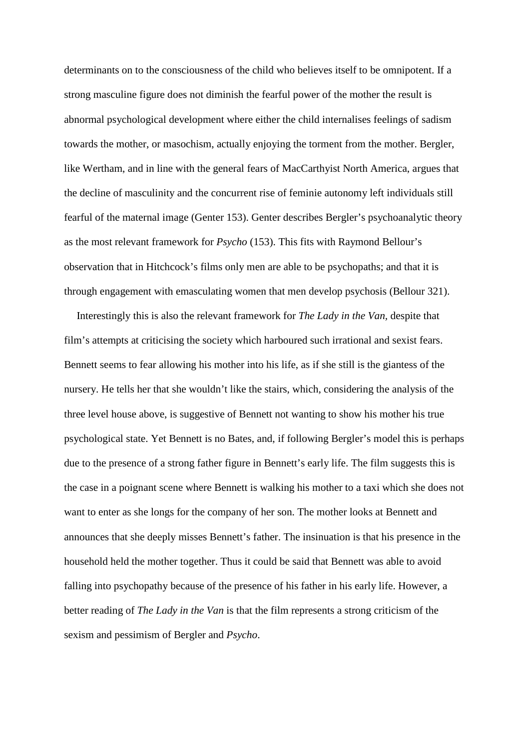determinants on to the consciousness of the child who believes itself to be omnipotent. If a strong masculine figure does not diminish the fearful power of the mother the result is abnormal psychological development where either the child internalises feelings of sadism towards the mother, or masochism, actually enjoying the torment from the mother. Bergler, like Wertham, and in line with the general fears of MacCarthyist North America, argues that the decline of masculinity and the concurrent rise of feminie autonomy left individuals still fearful of the maternal image (Genter 153). Genter describes Bergler's psychoanalytic theory as the most relevant framework for *Psycho* (153). This fits with Raymond Bellour's observation that in Hitchcock's films only men are able to be psychopaths; and that it is through engagement with emasculating women that men develop psychosis (Bellour 321).

Interestingly this is also the relevant framework for *The Lady in the Van*, despite that film's attempts at criticising the society which harboured such irrational and sexist fears. Bennett seems to fear allowing his mother into his life, as if she still is the giantess of the nursery. He tells her that she wouldn't like the stairs, which, considering the analysis of the three level house above, is suggestive of Bennett not wanting to show his mother his true psychological state. Yet Bennett is no Bates, and, if following Bergler's model this is perhaps due to the presence of a strong father figure in Bennett's early life. The film suggests this is the case in a poignant scene where Bennett is walking his mother to a taxi which she does not want to enter as she longs for the company of her son. The mother looks at Bennett and announces that she deeply misses Bennett's father. The insinuation is that his presence in the household held the mother together. Thus it could be said that Bennett was able to avoid falling into psychopathy because of the presence of his father in his early life. However, a better reading of *The Lady in the Van* is that the film represents a strong criticism of the sexism and pessimism of Bergler and *Psycho*.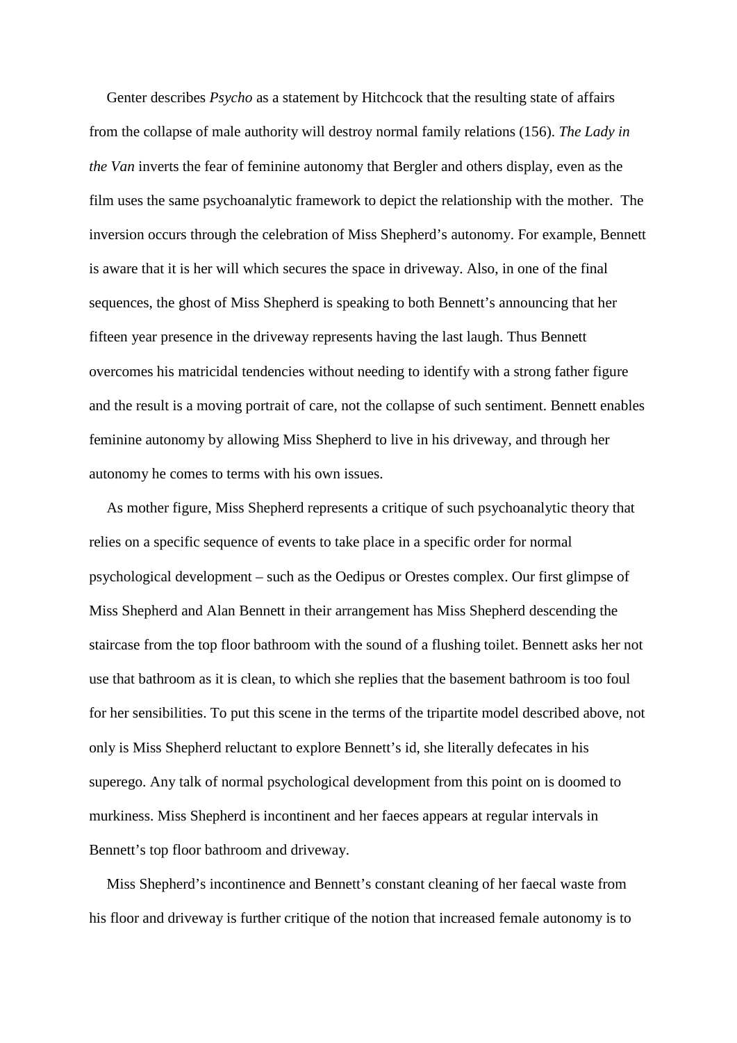Genter describes *Psycho* as a statement by Hitchcock that the resulting state of affairs from the collapse of male authority will destroy normal family relations (156). *The Lady in the Van* inverts the fear of feminine autonomy that Bergler and others display, even as the film uses the same psychoanalytic framework to depict the relationship with the mother. The inversion occurs through the celebration of Miss Shepherd's autonomy. For example, Bennett is aware that it is her will which secures the space in driveway. Also, in one of the final sequences, the ghost of Miss Shepherd is speaking to both Bennett's announcing that her fifteen year presence in the driveway represents having the last laugh. Thus Bennett overcomes his matricidal tendencies without needing to identify with a strong father figure and the result is a moving portrait of care, not the collapse of such sentiment. Bennett enables feminine autonomy by allowing Miss Shepherd to live in his driveway, and through her autonomy he comes to terms with his own issues.

As mother figure, Miss Shepherd represents a critique of such psychoanalytic theory that relies on a specific sequence of events to take place in a specific order for normal psychological development – such as the Oedipus or Orestes complex. Our first glimpse of Miss Shepherd and Alan Bennett in their arrangement has Miss Shepherd descending the staircase from the top floor bathroom with the sound of a flushing toilet. Bennett asks her not use that bathroom as it is clean, to which she replies that the basement bathroom is too foul for her sensibilities. To put this scene in the terms of the tripartite model described above, not only is Miss Shepherd reluctant to explore Bennett's id, she literally defecates in his superego. Any talk of normal psychological development from this point on is doomed to murkiness. Miss Shepherd is incontinent and her faeces appears at regular intervals in Bennett's top floor bathroom and driveway.

Miss Shepherd's incontinence and Bennett's constant cleaning of her faecal waste from his floor and driveway is further critique of the notion that increased female autonomy is to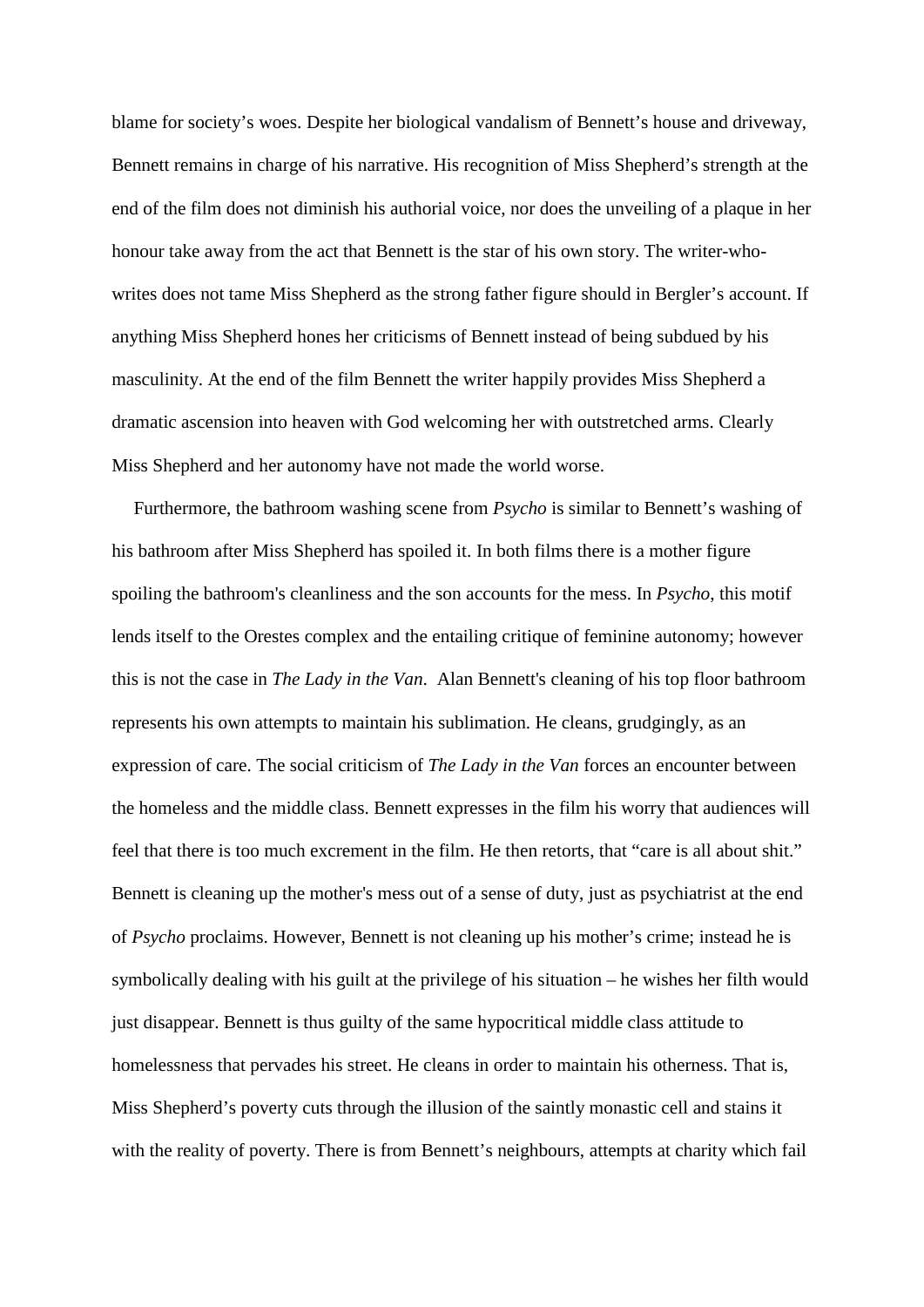blame for society's woes. Despite her biological vandalism of Bennett's house and driveway, Bennett remains in charge of his narrative. His recognition of Miss Shepherd's strength at the end of the film does not diminish his authorial voice, nor does the unveiling of a plaque in her honour take away from the act that Bennett is the star of his own story. The writer-who-writes does not tame Miss Shepherd as the strong father figure should in Bergler's account. If anything Miss Shepherd hones her criticisms of Bennett instead of being subdued by his masculinity. At the end of the film Bennett the writer happily provides Miss Shepherd a dramatic ascension into heaven with God welcoming her with outstretched arms. Clearly Miss Shepherd and her autonomy have not made the world worse.

Furthermore, the bathroom washing scene from *Psycho* is similar to Bennett's washing of his bathroom after Miss Shepherd has spoiled it. In both films there is a mother figure spoiling the bathroom's cleanliness and the son accounts for the mess. In *Psycho*, this motif lends itself to the Orestes complex and the entailing critique of feminine autonomy; however this is not the case in *The Lady in the Van*. Alan Bennett's cleaning of his top floor bathroom represents his own attempts to maintain his sublimation. He cleans, grudgingly, as an expression of care. The social criticism of *The Lady in the Van* forces an encounter between the homeless and the middle class. Bennett expresses in the film his worry that audiences will feel that there is too much excrement in the film. He then retorts, that "care is all about shit." Bennett is cleaning up the mother's mess out of a sense of duty, just as psychiatrist at the end of *Psycho* proclaims. However, Bennett is not cleaning up his mother's crime; instead he is symbolically dealing with his guilt at the privilege of his situation – he wishes her filth would just disappear. Bennett is thus guilty of the same hypocritical middle class attitude to homelessness that pervades his street. He cleans in order to maintain his otherness. That is, Miss Shepherd's poverty cuts through the illusion of the saintly monastic cell and stains it with the reality of poverty. There is from Bennett's neighbours, attempts at charity which fail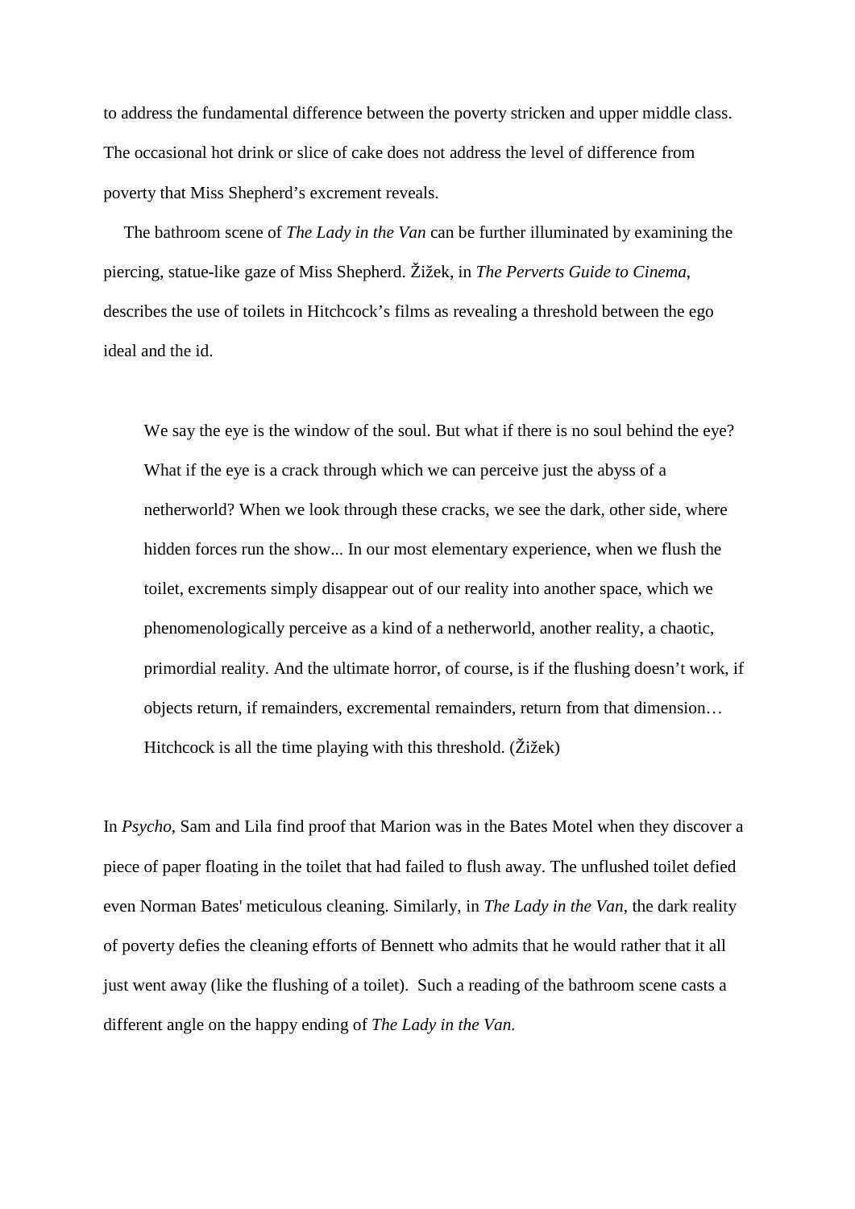to address the fundamental difference between the poverty stricken and upper middle class. The occasional hot drink or slice of cake does not address the level of difference from poverty that Miss Shepherd's excrement reveals.

The bathroom scene of *The Lady in the Van* can be further illuminated by examining the piercing, statue-like gaze of Miss Shepherd. Žižek, in *The Perverts Guide to Cinema*, describes the use of toilets in Hitchcock's films as revealing a threshold between the ego ideal and the id.

> We say the eye is the window of the soul. But what if there is no soul behind the eye? What if the eye is a crack through which we can perceive just the abyss of a netherworld? When we look through these cracks, we see the dark, other side, where hidden forces run the show... In our most elementary experience, when we flush the toilet, excrements simply disappear out of our reality into another space, which we phenomenologically perceive as a kind of a netherworld, another reality, a chaotic, primordial reality. And the ultimate horror, of course, is if the flushing doesn't work, if objects return, if remainders, excremental remainders, return from that dimension… Hitchcock is all the time playing with this threshold. (Žižek)

In *Psycho*, Sam and Lila find proof that Marion was in the Bates Motel when they discover a piece of paper floating in the toilet that had failed to flush away. The unflushed toilet defied even Norman Bates' meticulous cleaning. Similarly, in *The Lady in the Van*, the dark reality of poverty defies the cleaning efforts of Bennett who admits that he would rather that it all just went away (like the flushing of a toilet). Such a reading of the bathroom scene casts a different angle on the happy ending of *The Lady in the Van.*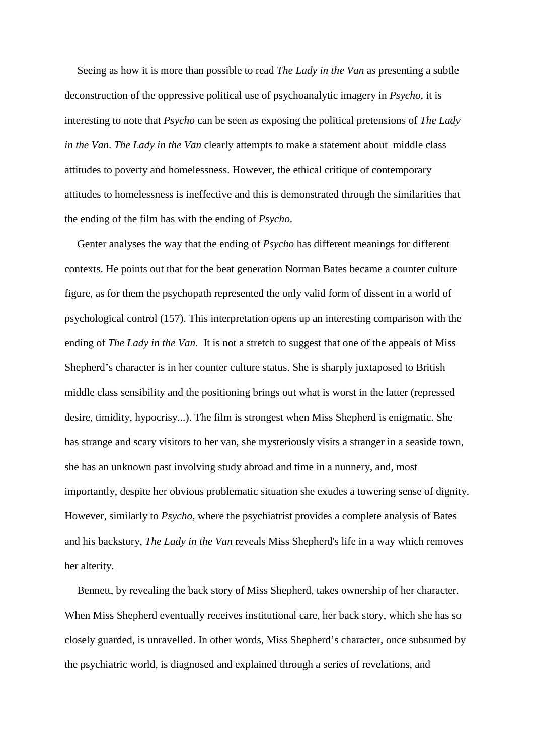Seeing as how it is more than possible to read *The Lady in the Van* as presenting a subtle deconstruction of the oppressive political use of psychoanalytic imagery in *Psycho*, it is interesting to note that *Psycho* can be seen as exposing the political pretensions of *The Lady in the Van*. *The Lady in the Van* clearly attempts to make a statement about middle class attitudes to poverty and homelessness. However, the ethical critique of contemporary attitudes to homelessness is ineffective and this is demonstrated through the similarities that the ending of the film has with the ending of *Psycho*.

Genter analyses the way that the ending of *Psycho* has different meanings for different contexts. He points out that for the beat generation Norman Bates became a counter culture figure, as for them the psychopath represented the only valid form of dissent in a world of psychological control (157). This interpretation opens up an interesting comparison with the ending of *The Lady in the Van*. It is not a stretch to suggest that one of the appeals of Miss Shepherd's character is in her counter culture status. She is sharply juxtaposed to British middle class sensibility and the positioning brings out what is worst in the latter (repressed desire, timidity, hypocrisy...). The film is strongest when Miss Shepherd is enigmatic. She has strange and scary visitors to her van, she mysteriously visits a stranger in a seaside town, she has an unknown past involving study abroad and time in a nunnery, and, most importantly, despite her obvious problematic situation she exudes a towering sense of dignity. However, similarly to *Psycho*, where the psychiatrist provides a complete analysis of Bates and his backstory, *The Lady in the Van* reveals Miss Shepherd's life in a way which removes her alterity.

Bennett, by revealing the back story of Miss Shepherd, takes ownership of her character. When Miss Shepherd eventually receives institutional care, her back story, which she has so closely guarded, is unravelled. In other words, Miss Shepherd's character, once subsumed by the psychiatric world, is diagnosed and explained through a series of revelations, and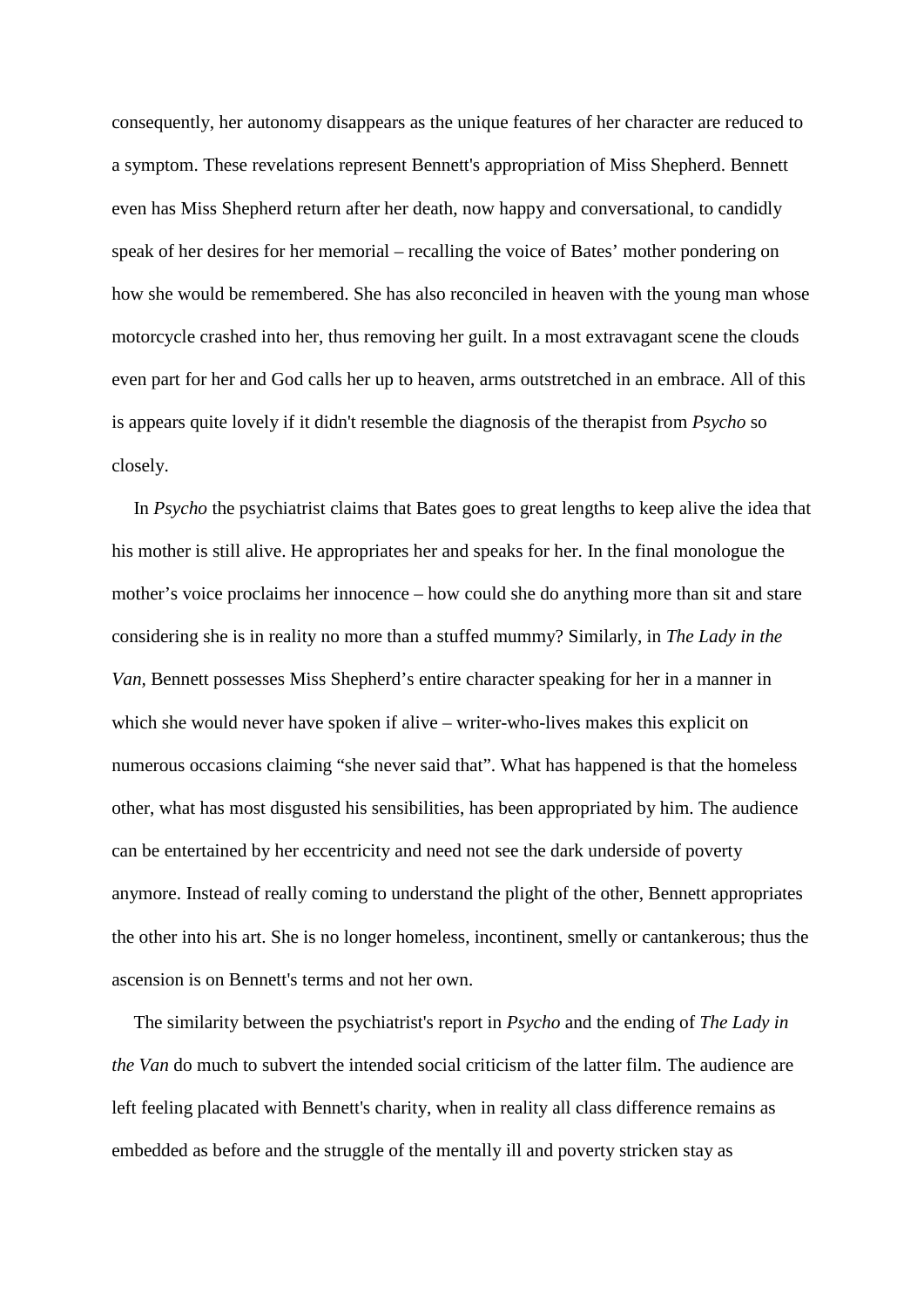consequently, her autonomy disappears as the unique features of her character are reduced to a symptom. These revelations represent Bennett's appropriation of Miss Shepherd. Bennett even has Miss Shepherd return after her death, now happy and conversational, to candidly speak of her desires for her memorial – recalling the voice of Bates' mother pondering on how she would be remembered. She has also reconciled in heaven with the young man whose motorcycle crashed into her, thus removing her guilt. In a most extravagant scene the clouds even part for her and God calls her up to heaven, arms outstretched in an embrace. All of this is appears quite lovely if it didn't resemble the diagnosis of the therapist from *Psycho* so closely.

In *Psycho* the psychiatrist claims that Bates goes to great lengths to keep alive the idea that his mother is still alive. He appropriates her and speaks for her. In the final monologue the mother's voice proclaims her innocence – how could she do anything more than sit and stare considering she is in reality no more than a stuffed mummy? Similarly, in *The Lady in the Van*, Bennett possesses Miss Shepherd's entire character speaking for her in a manner in which she would never have spoken if alive – writer-who-lives makes this explicit on numerous occasions claiming "she never said that". What has happened is that the homeless other, what has most disgusted his sensibilities, has been appropriated by him. The audience can be entertained by her eccentricity and need not see the dark underside of poverty anymore. Instead of really coming to understand the plight of the other, Bennett appropriates the other into his art. She is no longer homeless, incontinent, smelly or cantankerous; thus the ascension is on Bennett's terms and not her own.

The similarity between the psychiatrist's report in *Psycho* and the ending of *The Lady in the Van* do much to subvert the intended social criticism of the latter film. The audience are left feeling placated with Bennett's charity, when in reality all class difference remains as embedded as before and the struggle of the mentally ill and poverty stricken stay as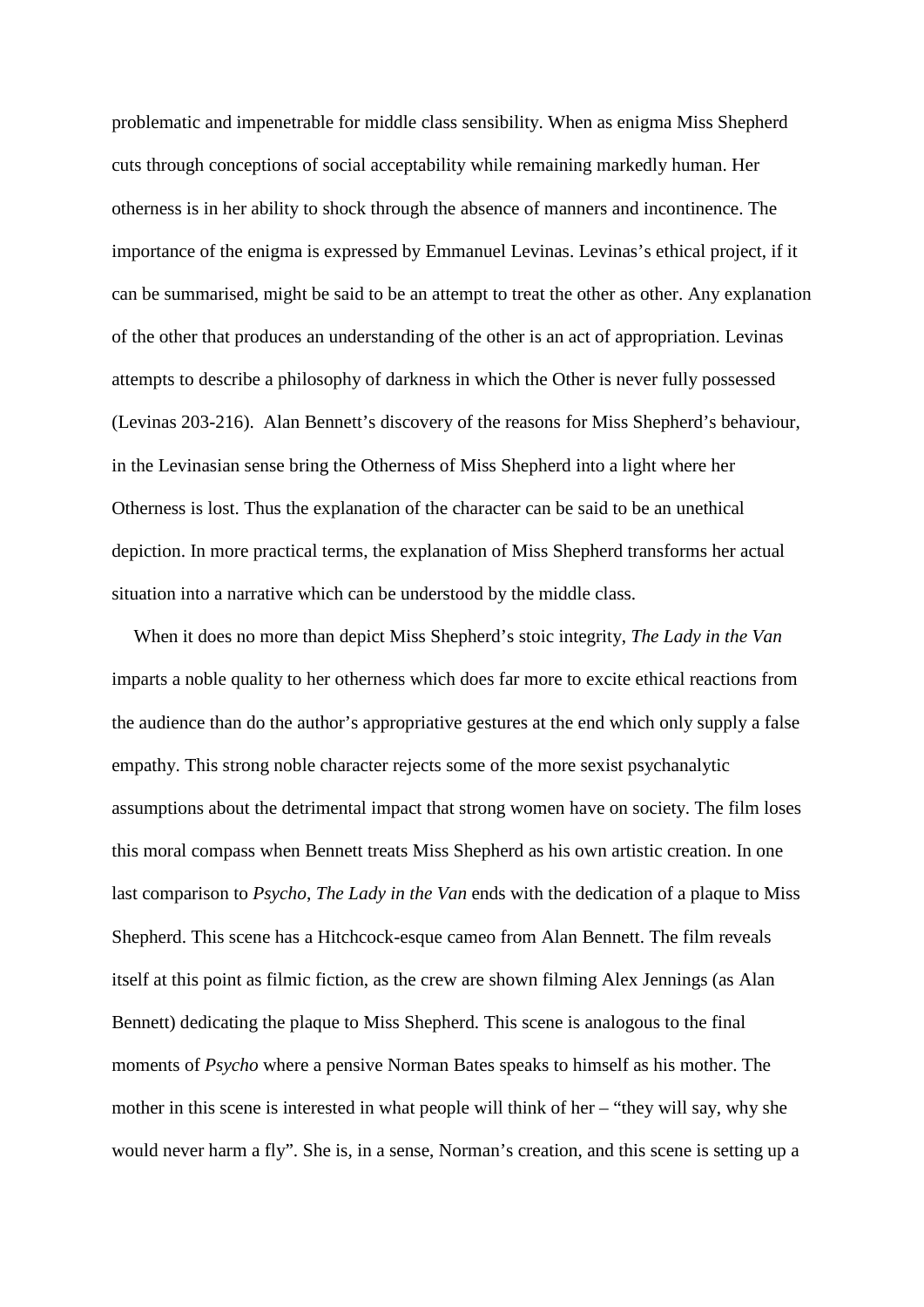problematic and impenetrable for middle class sensibility. When as enigma Miss Shepherd cuts through conceptions of social acceptability while remaining markedly human. Her otherness is in her ability to shock through the absence of manners and incontinence. The importance of the enigma is expressed by Emmanuel Levinas. Levinas's ethical project, if it can be summarised, might be said to be an attempt to treat the other as other. Any explanation of the other that produces an understanding of the other is an act of appropriation. Levinas attempts to describe a philosophy of darkness in which the Other is never fully possessed (Levinas 203-216). Alan Bennett's discovery of the reasons for Miss Shepherd's behaviour, in the Levinasian sense bring the Otherness of Miss Shepherd into a light where her Otherness is lost. Thus the explanation of the character can be said to be an unethical depiction. In more practical terms, the explanation of Miss Shepherd transforms her actual situation into a narrative which can be understood by the middle class.

When it does no more than depict Miss Shepherd's stoic integrity, *The Lady in the Van* imparts a noble quality to her otherness which does far more to excite ethical reactions from the audience than do the author's appropriative gestures at the end which only supply a false empathy. This strong noble character rejects some of the more sexist psychanalytic assumptions about the detrimental impact that strong women have on society. The film loses this moral compass when Bennett treats Miss Shepherd as his own artistic creation. In one last comparison to *Psycho*, *The Lady in the Van* ends with the dedication of a plaque to Miss Shepherd. This scene has a Hitchcock-esque cameo from Alan Bennett. The film reveals itself at this point as filmic fiction, as the crew are shown filming Alex Jennings (as Alan Bennett) dedicating the plaque to Miss Shepherd. This scene is analogous to the final moments of *Psycho* where a pensive Norman Bates speaks to himself as his mother. The mother in this scene is interested in what people will think of her – "they will say, why she would never harm a fly". She is, in a sense, Norman's creation, and this scene is setting up a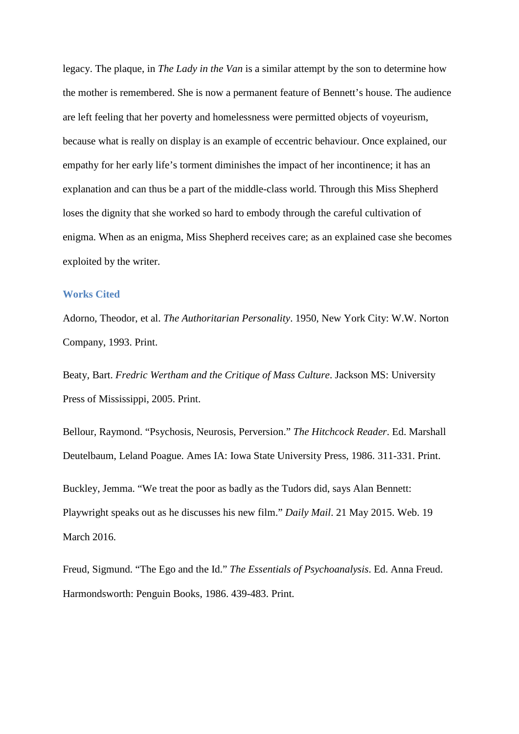legacy. The plaque, in *The Lady in the Van* is a similar attempt by the son to determine how the mother is remembered. She is now a permanent feature of Bennett's house. The audience are left feeling that her poverty and homelessness were permitted objects of voyeurism, because what is really on display is an example of eccentric behaviour. Once explained, our empathy for her early life's torment diminishes the impact of her incontinence; it has an explanation and can thus be a part of the middle-class world. Through this Miss Shepherd loses the dignity that she worked so hard to embody through the careful cultivation of enigma. When as an enigma, Miss Shepherd receives care; as an explained case she becomes exploited by the writer.

## Works Cited

Adorno, Theodor, et al. *The Authoritarian Personality*. 1950, New York City: W.W. Norton Company, 1993. Print.

Beaty, Bart. *Fredric Wertham and the Critique of Mass Culture*. Jackson MS: University Press of Mississippi, 2005. Print.

Bellour, Raymond. "Psychosis, Neurosis, Perversion." *The Hitchcock Reader*. Ed. Marshall Deutelbaum, Leland Poague. Ames IA: Iowa State University Press, 1986. 311-331. Print.

Buckley, Jemma. "We treat the poor as badly as the Tudors did, says Alan Bennett: Playwright speaks out as he discusses his new film." *Daily Mail*. 21 May 2015. Web. 19 March 2016.

Freud, Sigmund. "The Ego and the Id." *The Essentials of Psychoanalysis*. Ed. Anna Freud. Harmondsworth: Penguin Books, 1986. 439-483. Print.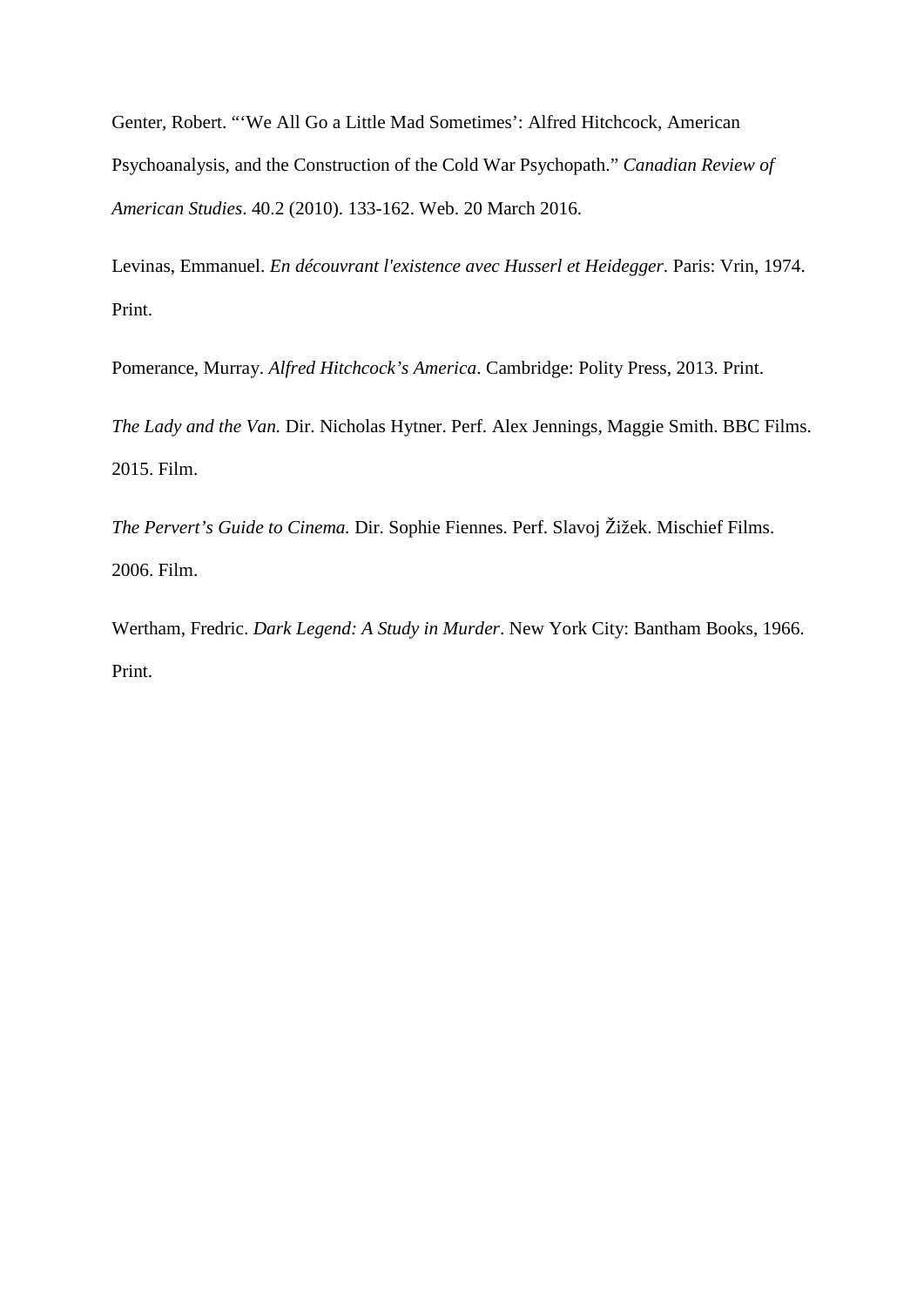Genter, Robert. "'We All Go a Little Mad Sometimes': Alfred Hitchcock, American Psychoanalysis, and the Construction of the Cold War Psychopath." *Canadian Review of American Studies*. 40.2 (2010). 133-162. Web. 20 March 2016.

Levinas, Emmanuel. *En découvrant l'existence avec Husserl et Heidegger*. Paris: Vrin, 1974. Print.

Pomerance, Murray. *Alfred Hitchcock's America*. Cambridge: Polity Press, 2013. Print.

*The Lady and the Van.* Dir. Nicholas Hytner. Perf. Alex Jennings, Maggie Smith. BBC Films. 2015. Film.

*The Pervert's Guide to Cinema.* Dir. Sophie Fiennes. Perf. Slavoj Žižek. Mischief Films. 2006. Film.

Wertham, Fredric. *Dark Legend: A Study in Murder*. New York City: Bantham Books, 1966. Print.